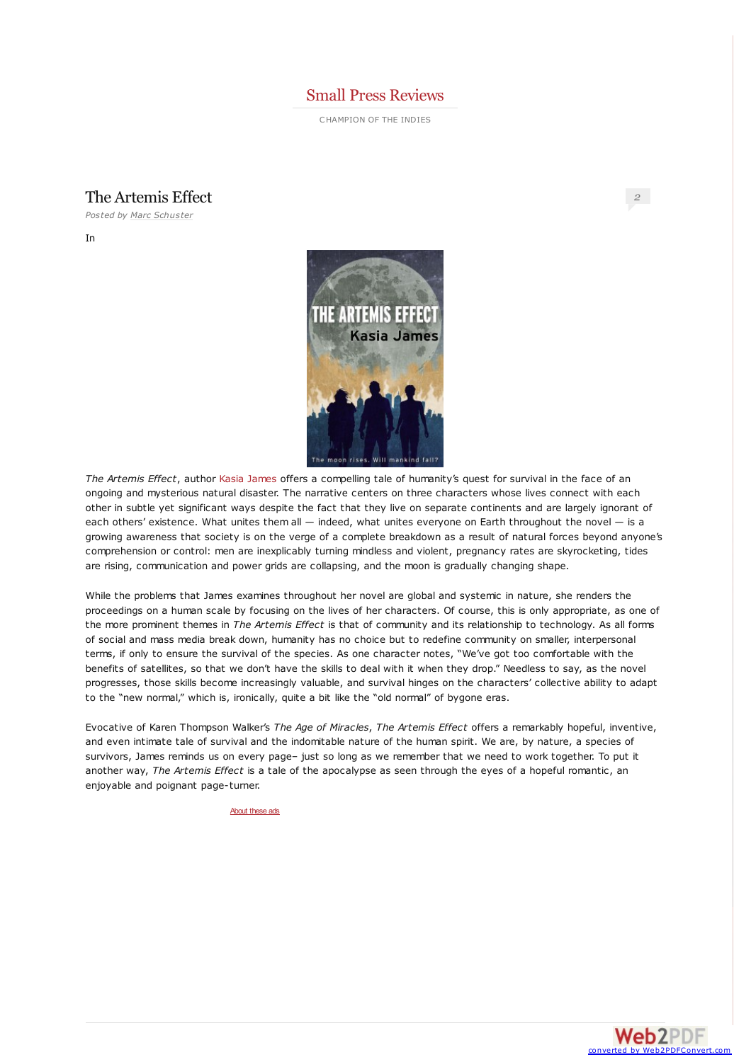# Small Press Reviews

CHAMPION OF THE INDIES

## The Artemis Effect

2

*Posted by Marc Schuster*

In

*The Artemis Effect*, author Kasia James offers a compelling tale of humanity's quest for survival in the face of an ongoing and mysterious natural disaster. The narrative centers on three characters whose lives connect with each other in subtle yet significant ways despite the fact that they live on separate continents and are largely ignorant of each others' existence. What unites them all — indeed, what unites everyone on Earth throughout the novel — is a growing awareness that society is on the verge of a complete breakdown as a result of natural forces beyond anyone's comprehension or control: men are inexplicably turning mindless and violent, pregnancy rates are skyrocketing, tides are rising, communication and power grids are collapsing, and the moon is gradually changing shape.

While the problems that James examines throughout her novel are global and systemic in nature, she renders the proceedings on a human scale by focusing on the lives of her characters. Of course, this is only appropriate, as one of the more prominent themes in *The Artemis Effect* is that of community and its relationship to technology. As all forms of social and mass media break down, humanity has no choice but to redefine community on smaller, interpersonal terms, if only to ensure the survival of the species. As one character notes, "We've got too comfortable with the benefits of satellites, so that we don't have the skills to deal with it when they drop." Needless to say, as the novel progresses, those skills become increasingly valuable, and survival hinges on the characters' collective ability to adapt to the "new normal," which is, ironically, quite a bit like the "old normal" of bygone eras.

Evocative of Karen Thompson Walker's *The Age of Miracles*, *The Artemis Effect* offers a remarkably hopeful, inventive, and even intimate tale of survival and the indomitable nature of the human spirit. We are, by nature, a species of survivors, James reminds us on every page– just so long as we remember that we need to work together. To put it another way, *The Artemis Effect* is a tale of the apocalypse as seen through the eyes of a hopeful romantic, an enjoyable and poignant page-turner.

About these ads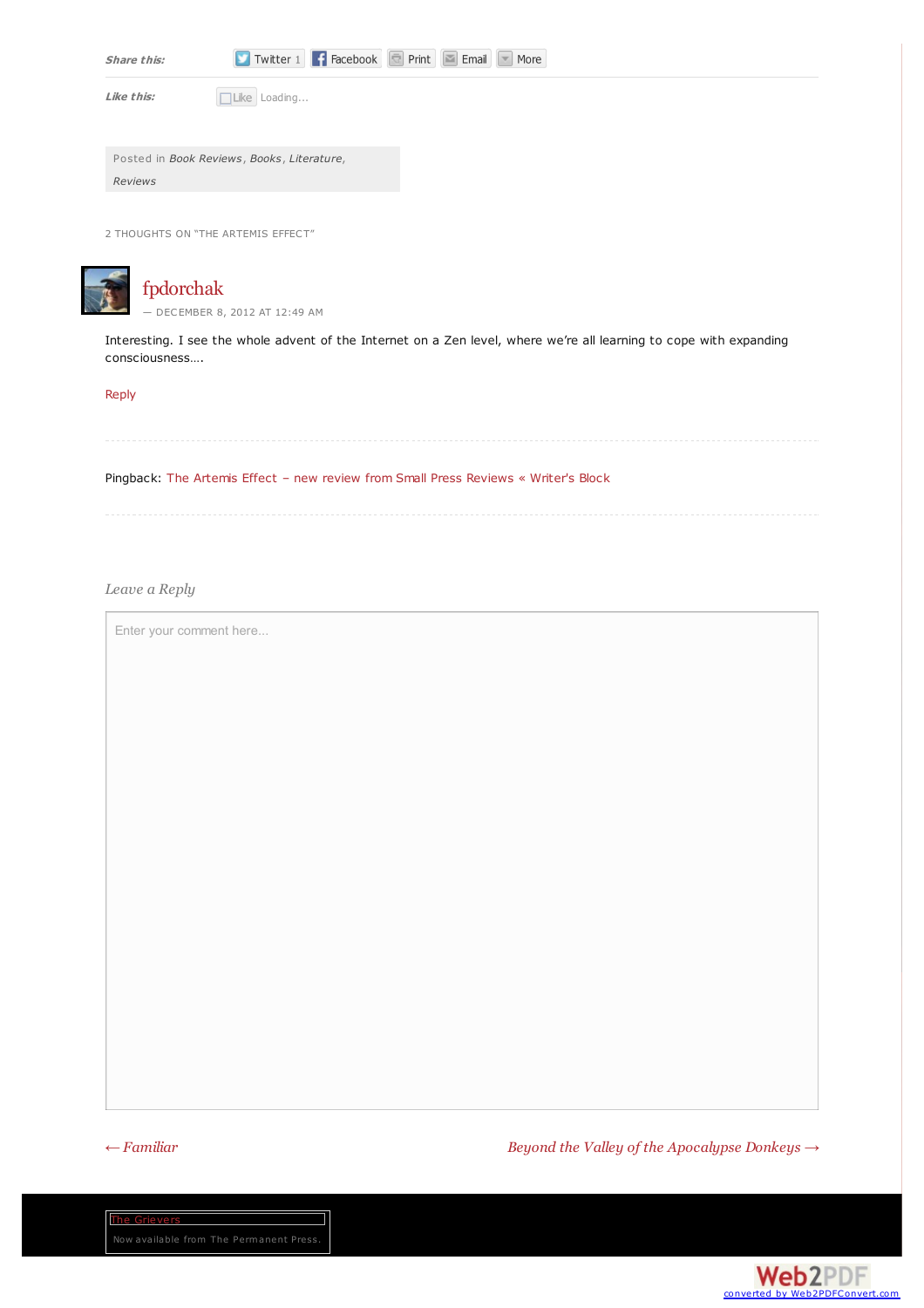**Share this:** Twitter 1 Facebook Print Email More

**Like this:** Like Loading...

Posted in *Book Reviews*, *Books*, *Literature*, *Reviews*

2 THOUGHTS ON "THE ARTEMIS EFFECT"

## fpdorchak

— DECEMBER 8, 2012 AT 12:49 AM

Interesting. I see the whole advent of the Internet on a Zen level, where we're all learning to cope with expanding consciousness….

Reply

---

Pingback: The Artemis Effect – new review from Small Press Reviews « Writer's Block

---

*Leave a Reply*

Enter your comment here...

*← Familiar*

*Beyond the Valley of the Apocalypse Donkeys →*

The Grievers

Now available from The Permanent Press.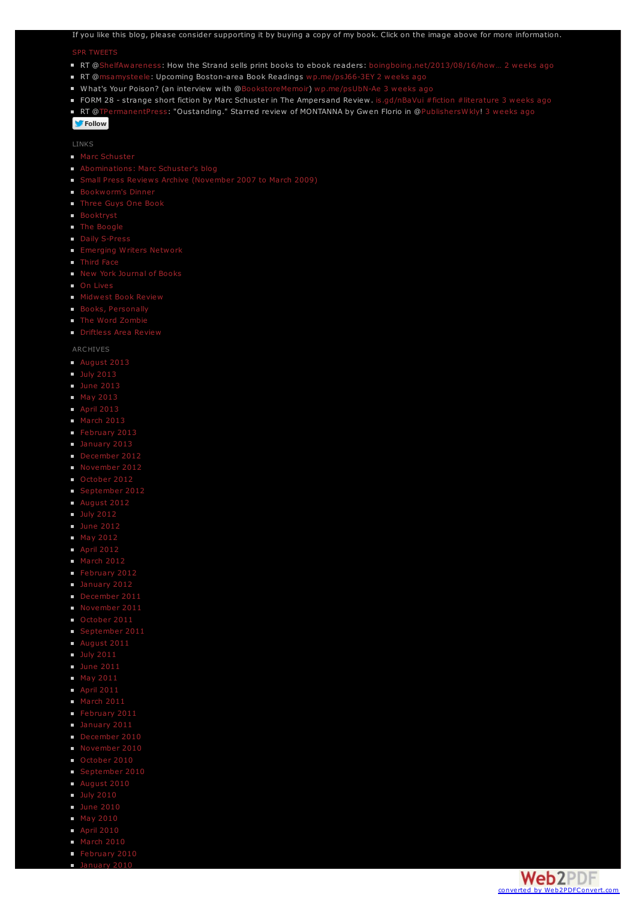If you like this blog, please consider supporting it by buying a copy of my book. Click on the image above for more information.

SPR TWEETS

- RT @ShelfAwareness: How the Strand sells print books to ebook readers: boingboing.net/2013/08/16/how… 2 weeks ago
- RT @msamysteele: Upcoming Boston-area Book Readings wp.me/psJ66-3EY 2 weeks ago
- What's Your Poison? (an interview with @BookstoreMemoir) wp.me/psUbN-Ae 3 weeks ago
- FORM 28 - strange short fiction by Marc Schuster in The Ampersand Review. is.gd/nBaVui #fiction #literature 3 weeks ago
- RT @TPermanentPress: "Oustanding." Starred review of MONTANNA by Gwen Florio in @PublishersWkly! 3 weeks ago

Follow

LINKS

- Marc Schuster
- Abominations: Marc Schuster's blog
- Small Press Reviews Archive (November 2007 to March 2009)
- Bookworm's Dinner
- Three Guys One Book
- Booktryst
- The Boogle
- Daily S-Press
- Emerging Writers Network
- Third Face
- New York Journal of Books
- On Lives
- Midwest Book Review
- Books, Personally
- The Word Zombie
- Driftless Area Review

ARCHIVES

- August 2013
- July 2013
- June 2013
- May 2013
- April 2013
- March 2013
- February 2013
- January 2013
- December 2012
- November 2012
- October 2012
- September 2012
- August 2012
- July 2012
- June 2012
- May 2012
- April 2012
- March 2012
- February 2012
- January 2012
- December 2011
- November 2011
- October 2011
- September 2011
- August 2011
- July 2011
- June 2011
- May 2011
- April 2011
- March 2011
- February 2011
- January 2011
- December 2010
- November 2010
- October 2010
- September 2010
- August 2010
- July 2010
- June 2010
- May 2010
- April 2010
- March 2010
- February 2010
- January 2010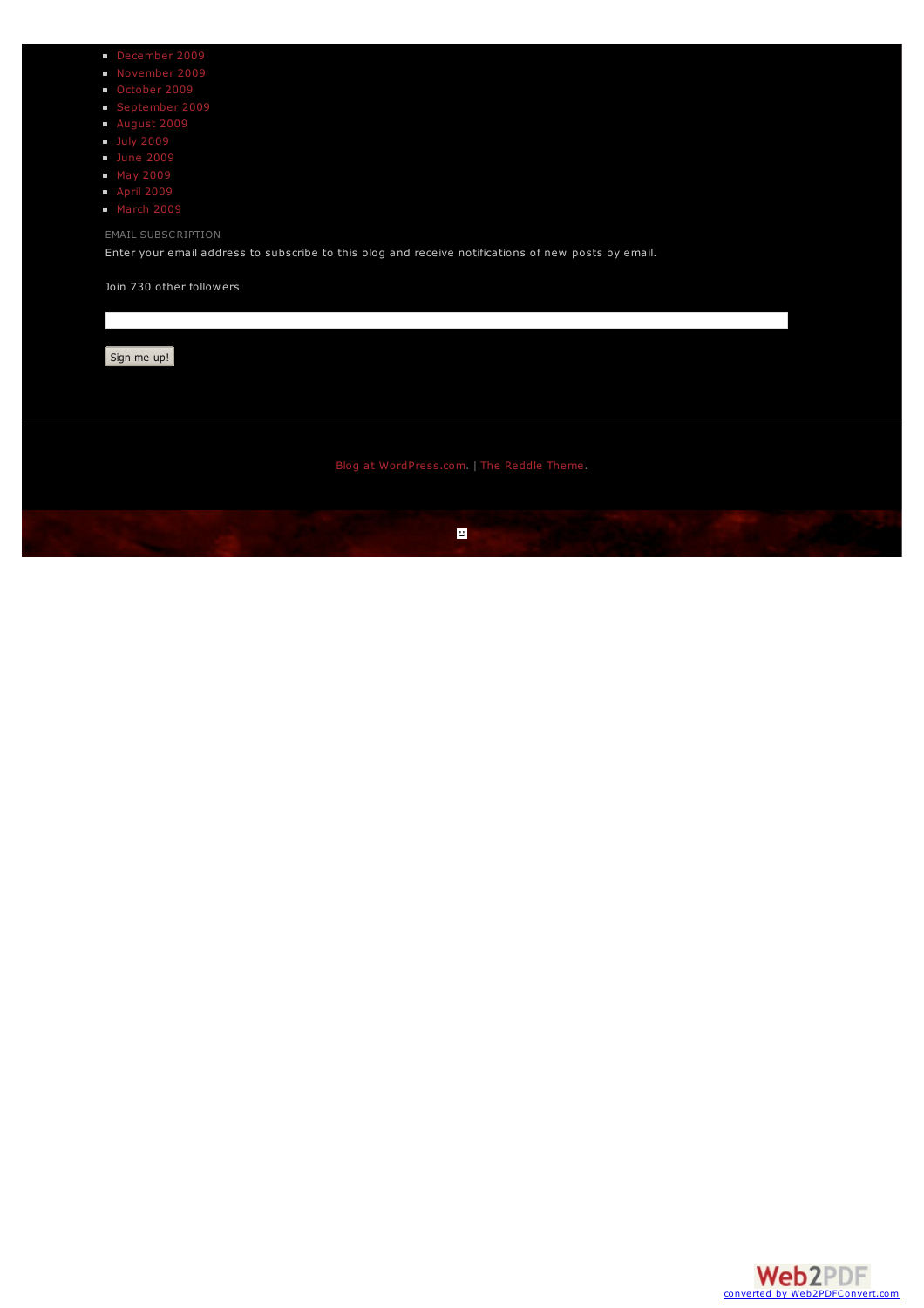- December 2009
- November 2009
- October 2009
- September 2009
- August 2009
- July 2009
- June 2009
- May 2009
- April 2009
- March 2009

EMAIL SUBSCRIPTION

Enter your email address to subscribe to this blog and receive notifications of new posts by email.

Join 730 other followers

Sign me up!

Blog at WordPress.com. | The Reddle Theme.